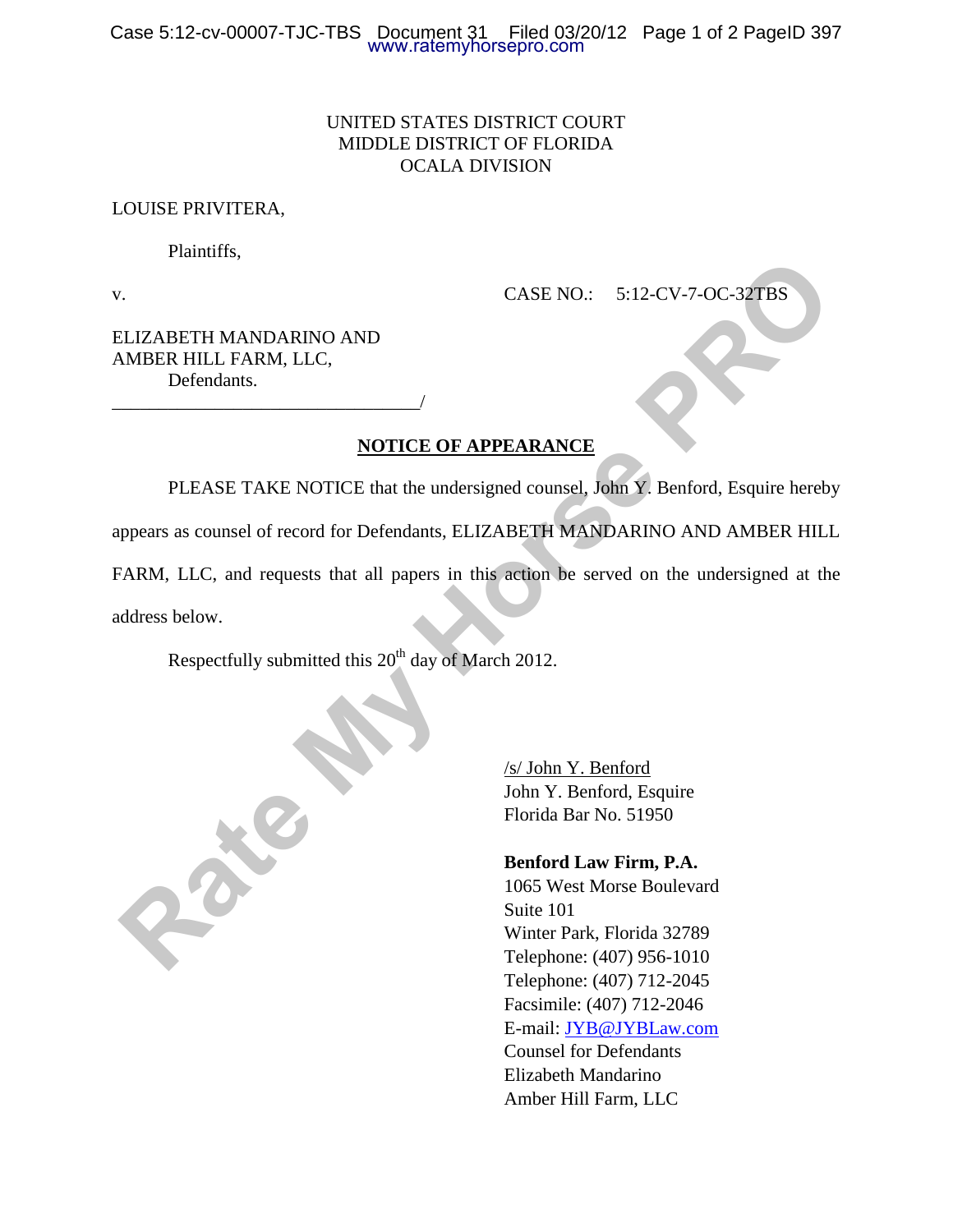UNITED STATES DISTRICT COURT
MIDDLE DISTRICT OF FLORIDA
OCALA DIVISION

LOUISE PRIVITERA,

Plaintiffs,

v. CASE NO.: 5:12-CV-7-OC-32TBS

ELIZABETH MANDARINO AND
AMBER HILL FARM, LLC,
Defendants.
_________________________________/

## NOTICE OF APPEARANCE

PLEASE TAKE NOTICE that the undersigned counsel, John Y. Benford, Esquire hereby appears as counsel of record for Defendants, ELIZABETH MANDARINO AND AMBER HILL FARM, LLC, and requests that all papers in this action be served on the undersigned at the address below.

Respectfully submitted this 20th day of March 2012.

/s/ John Y. Benford
John Y. Benford, Esquire
Florida Bar No. 51950

**Benford Law Firm, P.A.**
1065 West Morse Boulevard
Suite 101
Winter Park, Florida 32789
Telephone: (407) 956-1010
Telephone: (407) 712-2045
Facsimile: (407) 712-2046
E-mail: JYB@JYBLaw.com
Counsel for Defendants
Elizabeth Mandarino
Amber Hill Farm, LLC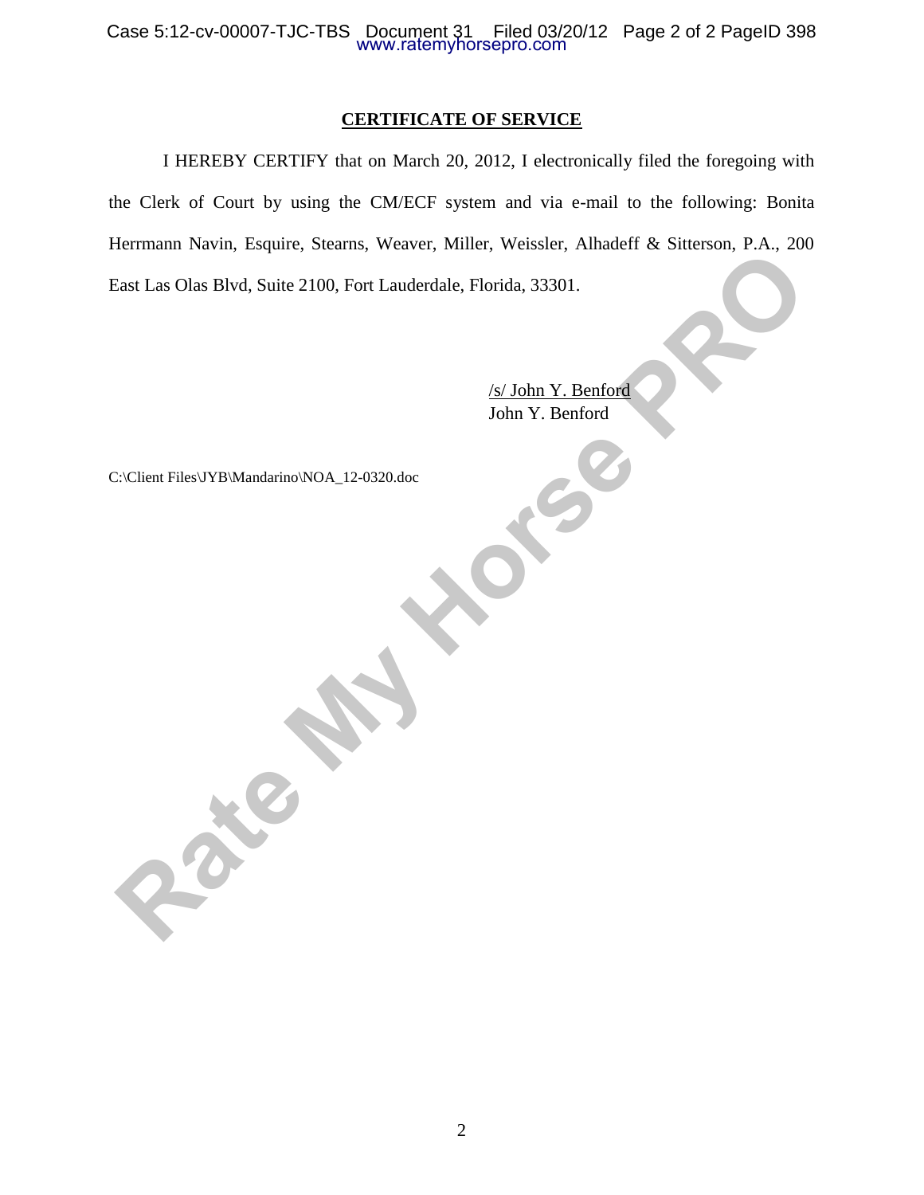## CERTIFICATE OF SERVICE

I HEREBY CERTIFY that on March 20, 2012, I electronically filed the foregoing with the Clerk of Court by using the CM/ECF system and via e-mail to the following: Bonita Herrmann Navin, Esquire, Stearns, Weaver, Miller, Weissler, Alhadeff & Sitterson, P.A., 200 East Las Olas Blvd, Suite 2100, Fort Lauderdale, Florida, 33301.

/s/ John Y. Benford
John Y. Benford

C:\Client Files\JYB\Mandarino\NOA_12-0320.doc